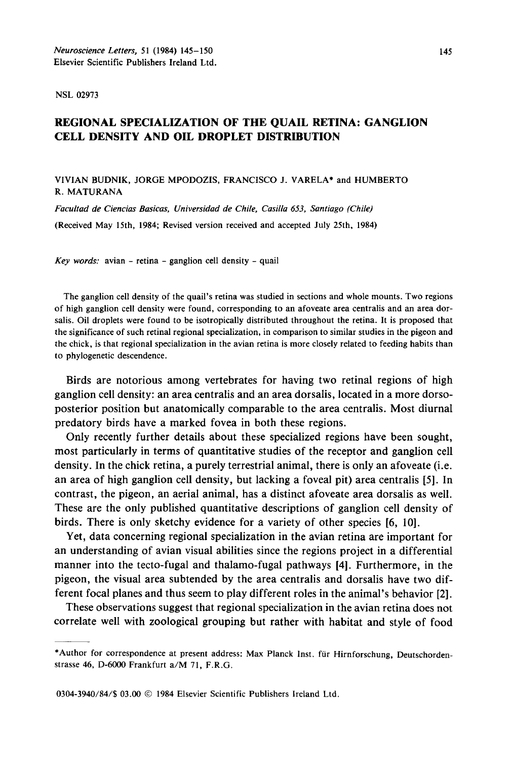NSL 02973

# REGIONAL SPECIALIZATION OF THE QUAIL RETINA: GANGLION CELL DENSITY AND OIL DROPLET DISTRIBUTION

VIVIAN BUDNIK, JORGE MPODOZIS, FRANCISCO J. VARELA* and HUMBERTO R. MATURANA

*Facultad de Ciencias Basicas, Universidad de Chile, Casilla 653, Santiago (Chile)*

(Received May 15th, 1984; Revised version received and accepted July 25th, 1984)

*Key words:* avian – retina – ganglion cell density – quail

The ganglion cell density of the quail's retina was studied in sections and whole mounts. Two regions of high ganglion cell density were found, corresponding to an afoveate area centralis and an area dorsalis. Oil droplets were found to be isotropically distributed throughout the retina. It is proposed that the significance of such retinal regional specialization, in comparison to similar studies in the pigeon and the chick, is that regional specialization in the avian retina is more closely related to feeding habits than to phylogenetic descendence.

Birds are notorious among vertebrates for having two retinal regions of high ganglion cell density: an area centralis and an area dorsalis, located in a more dorso-posterior position but anatomically comparable to the area centralis. Most diurnal predatory birds have a marked fovea in both these regions.

Only recently further details about these specialized regions have been sought, most particularly in terms of quantitative studies of the receptor and ganglion cell density. In the chick retina, a purely terrestrial animal, there is only an afoveate (i.e. an area of high ganglion cell density, but lacking a foveal pit) area centralis [5]. In contrast, the pigeon, an aerial animal, has a distinct afoveate area dorsalis as well. These are the only published quantitative descriptions of ganglion cell density of birds. There is only sketchy evidence for a variety of other species [6, 10].

Yet, data concerning regional specialization in the avian retina are important for an understanding of avian visual abilities since the regions project in a differential manner into the tecto-fugal and thalamo-fugal pathways [4]. Furthermore, in the pigeon, the visual area subtended by the area centralis and dorsalis have two different focal planes and thus seem to play different roles in the animal's behavior [2].

These observations suggest that regional specialization in the avian retina does not correlate well with zoological grouping but rather with habitat and style of food

*Author for correspondence at present address: Max Planck Inst. für Hirnforschung, Deutschordenstrasse 46, D-6000 Frankfurt a/M 71, F.R.G.

0304-3940/84/$ 03.00 © 1984 Elsevier Scientific Publishers Ireland Ltd.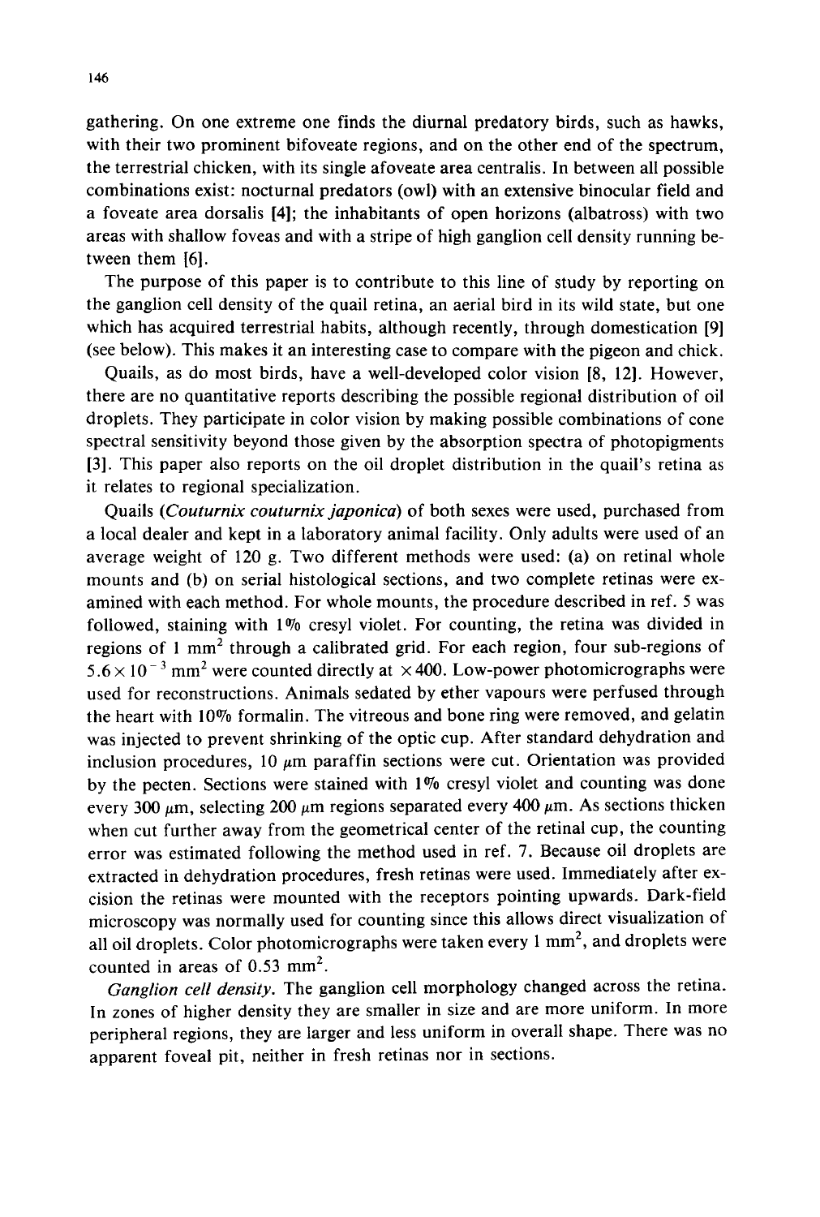gathering. On one extreme one finds the diurnal predatory birds, such as hawks, with their two prominent bifoveate regions, and on the other end of the spectrum, the terrestrial chicken, with its single afoveate area centralis. In between all possible combinations exist: nocturnal predators (owl) with an extensive binocular field and a foveate area dorsalis [4]; the inhabitants of open horizons (albatross) with two areas with shallow foveas and with a stripe of high ganglion cell density running between them [6].

The purpose of this paper is to contribute to this line of study by reporting on the ganglion cell density of the quail retina, an aerial bird in its wild state, but one which has acquired terrestrial habits, although recently, through domestication [9] (see below). This makes it an interesting case to compare with the pigeon and chick.

Quails, as do most birds, have a well-developed color vision [8, 12]. However, there are no quantitative reports describing the possible regional distribution of oil droplets. They participate in color vision by making possible combinations of cone spectral sensitivity beyond those given by the absorption spectra of photopigments [3]. This paper also reports on the oil droplet distribution in the quail's retina as it relates to regional specialization.

Quails (*Couturnix couturnix japonica*) of both sexes were used, purchased from a local dealer and kept in a laboratory animal facility. Only adults were used of an average weight of 120 g. Two different methods were used: (a) on retinal whole mounts and (b) on serial histological sections, and two complete retinas were examined with each method. For whole mounts, the procedure described in ref. 5 was followed, staining with 1% cresyl violet. For counting, the retina was divided in regions of 1 $mm^2$ through a calibrated grid. For each region, four sub-regions of $5.6 \times 10^{-3}$ $mm^2$ were counted directly at $\times 400$. Low-power photomicrographs were used for reconstructions. Animals sedated by ether vapours were perfused through the heart with 10% formalin. The vitreous and bone ring were removed, and gelatin was injected to prevent shrinking of the optic cup. After standard dehydration and inclusion procedures, 10 $\mu$m paraffin sections were cut. Orientation was provided by the pecten. Sections were stained with 1% cresyl violet and counting was done every 300 $\mu$m, selecting 200 $\mu$m regions separated every 400 $\mu$m. As sections thicken when cut further away from the geometrical center of the retinal cup, the counting error was estimated following the method used in ref. 7. Because oil droplets are extracted in dehydration procedures, fresh retinas were used. Immediately after excision the retinas were mounted with the receptors pointing upwards. Dark-field microscopy was normally used for counting since this allows direct visualization of all oil droplets. Color photomicrographs were taken every 1 $mm^2$, and droplets were counted in areas of 0.53 $mm^2$.

*Ganglion cell density.* The ganglion cell morphology changed across the retina. In zones of higher density they are smaller in size and are more uniform. In more peripheral regions, they are larger and less uniform in overall shape. There was no apparent foveal pit, neither in fresh retinas nor in sections.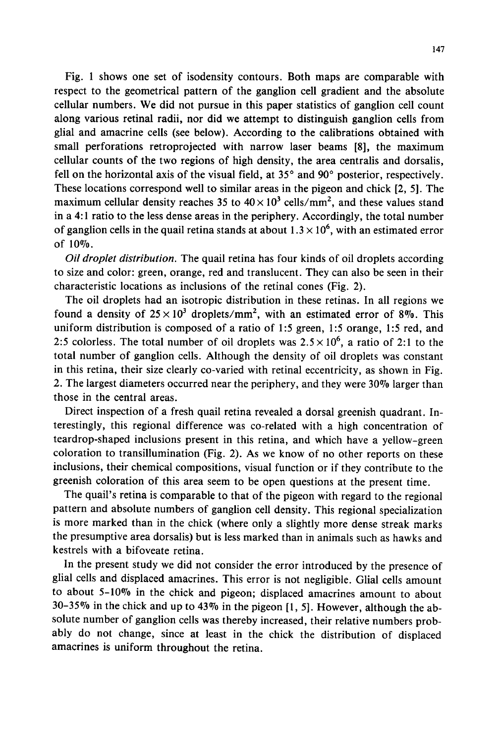Fig. 1 shows one set of isodensity contours. Both maps are comparable with respect to the geometrical pattern of the ganglion cell gradient and the absolute cellular numbers. We did not pursue in this paper statistics of ganglion cell count along various retinal radii, nor did we attempt to distinguish ganglion cells from glial and amacrine cells (see below). According to the calibrations obtained with small perforations retroprojected with narrow laser beams [8], the maximum cellular counts of the two regions of high density, the area centralis and dorsalis, fell on the horizontal axis of the visual field, at 35° and 90° posterior, respectively. These locations correspond well to similar areas in the pigeon and chick [2, 5]. The maximum cellular density reaches 35 to $40 \times 10^3$ cells/mm$^2$, and these values stand in a 4:1 ratio to the less dense areas in the periphery. Accordingly, the total number of ganglion cells in the quail retina stands at about $1.3 \times 10^6$, with an estimated error of 10%.

*Oil droplet distribution.* The quail retina has four kinds of oil droplets according to size and color: green, orange, red and translucent. They can also be seen in their characteristic locations as inclusions of the retinal cones (Fig. 2).

The oil droplets had an isotropic distribution in these retinas. In all regions we found a density of $25 \times 10^3$ droplets/mm$^2$, with an estimated error of 8%. This uniform distribution is composed of a ratio of 1:5 green, 1:5 orange, 1:5 red, and 2:5 colorless. The total number of oil droplets was $2.5 \times 10^6$, a ratio of 2:1 to the total number of ganglion cells. Although the density of oil droplets was constant in this retina, their size clearly co-varied with retinal eccentricity, as shown in Fig. 2. The largest diameters occurred near the periphery, and they were 30% larger than those in the central areas.

Direct inspection of a fresh quail retina revealed a dorsal greenish quadrant. Interestingly, this regional difference was co-related with a high concentration of teardrop-shaped inclusions present in this retina, and which have a yellow-green coloration to transillumination (Fig. 2). As we know of no other reports on these inclusions, their chemical compositions, visual function or if they contribute to the greenish coloration of this area seem to be open questions at the present time.

The quail's retina is comparable to that of the pigeon with regard to the regional pattern and absolute numbers of ganglion cell density. This regional specialization is more marked than in the chick (where only a slightly more dense streak marks the presumptive area dorsalis) but is less marked than in animals such as hawks and kestrels with a bifoveate retina.

In the present study we did not consider the error introduced by the presence of glial cells and displaced amacrines. This error is not negligible. Glial cells amount to about 5–10% in the chick and pigeon; displaced amacrines amount to about 30–35% in the chick and up to 43% in the pigeon [1, 5]. However, although the absolute number of ganglion cells was thereby increased, their relative numbers probably do not change, since at least in the chick the distribution of displaced amacrines is uniform throughout the retina.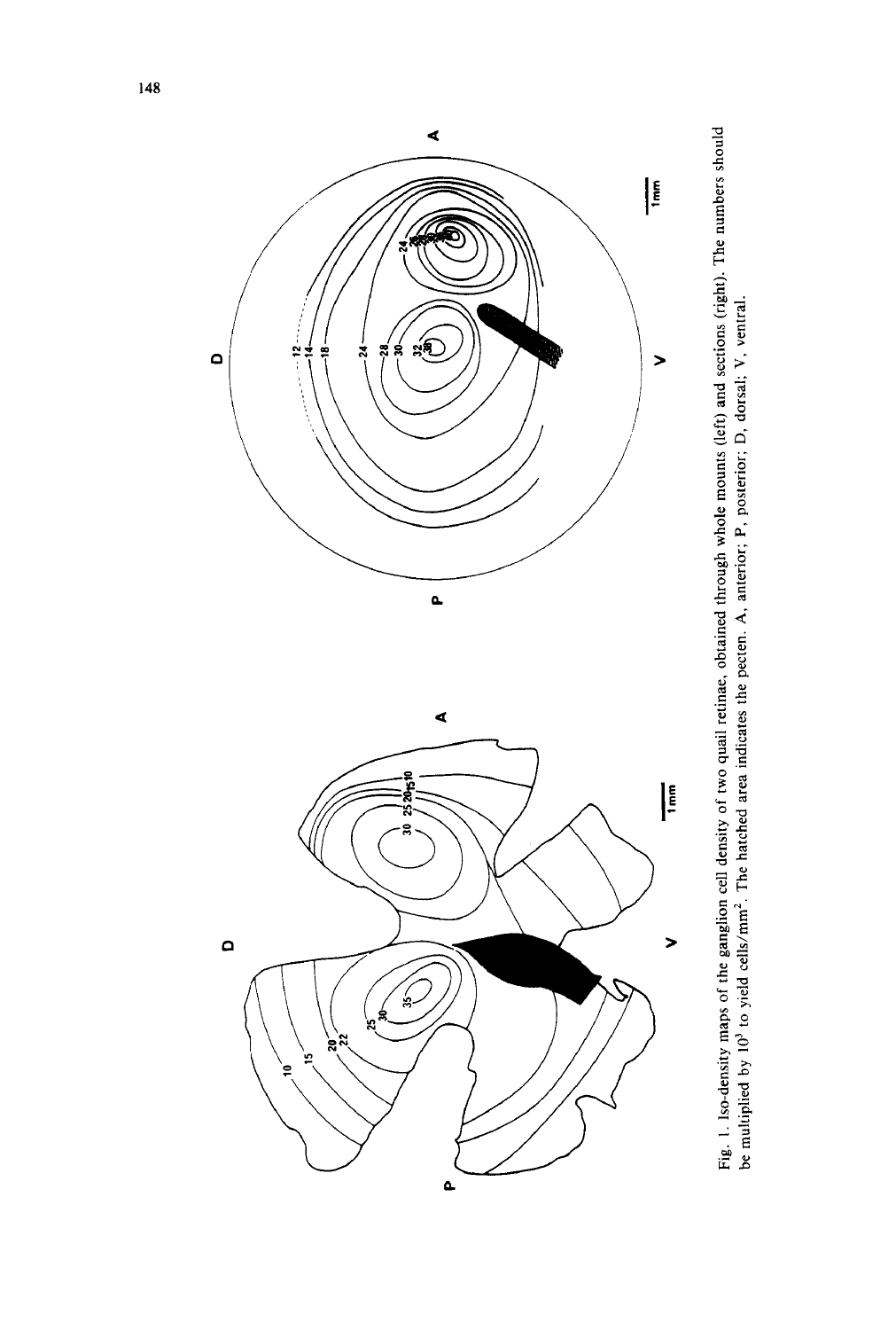Fig. 1. Iso-density maps of the ganglion cell density of two quail retinae, obtained through whole mounts (left) and sections (right). The numbers should be multiplied by $10^3$ to yield cells/mm$^2$. The hatched area indicates the pecten. A, anterior; P, posterior; D, dorsal; V, ventral.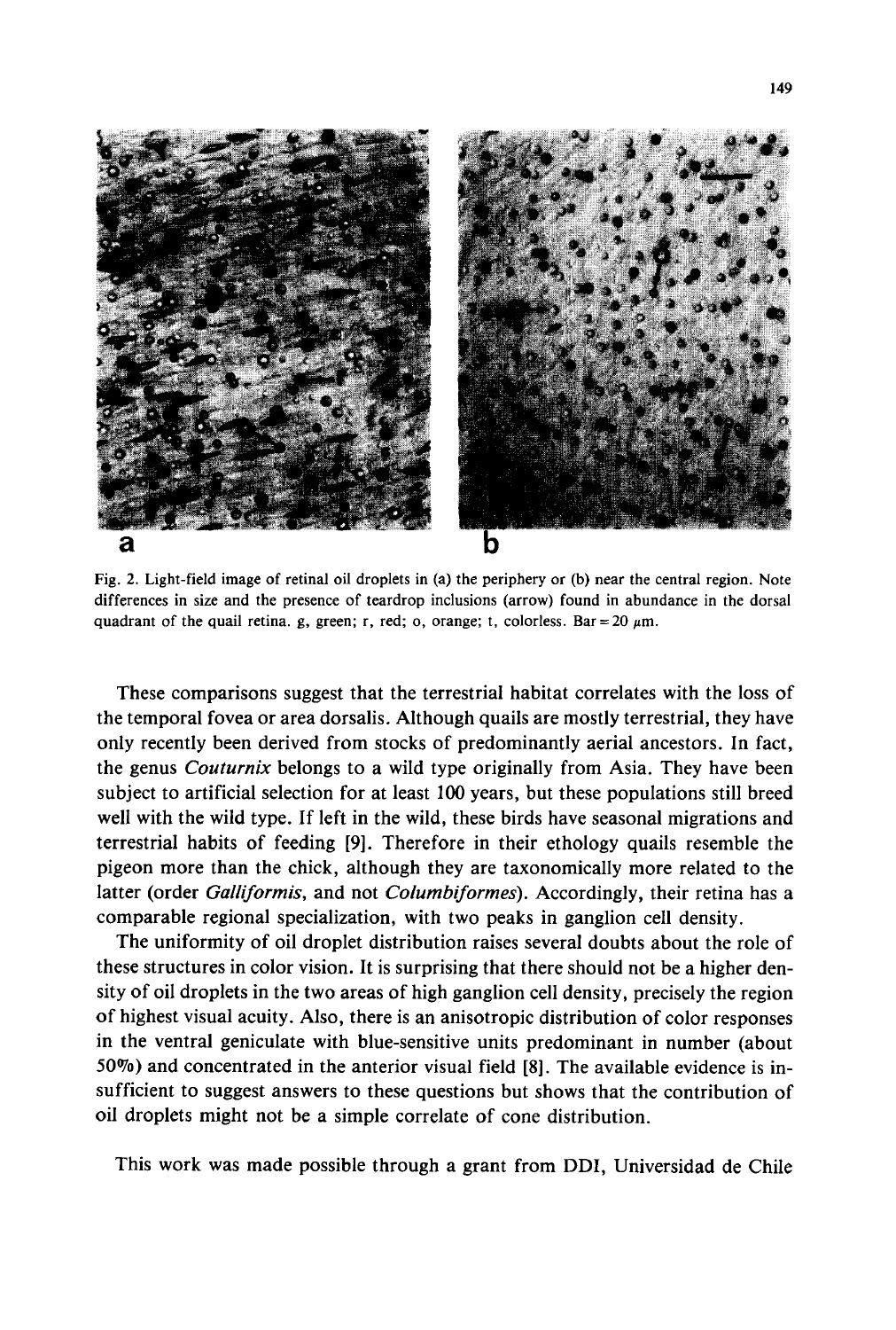Fig. 2. Light-field image of retinal oil droplets in (a) the periphery or (b) near the central region. Note differences in size and the presence of teardrop inclusions (arrow) found in abundance in the dorsal quadrant of the quail retina. g, green; r, red; o, orange; t, colorless. Bar = 20 μm.

These comparisons suggest that the terrestrial habitat correlates with the loss of the temporal fovea or area dorsalis. Although quails are mostly terrestrial, they have only recently been derived from stocks of predominantly aerial ancestors. In fact, the genus *Couturnix* belongs to a wild type originally from Asia. They have been subject to artificial selection for at least 100 years, but these populations still breed well with the wild type. If left in the wild, these birds have seasonal migrations and terrestrial habits of feeding [9]. Therefore in their ethology quails resemble the pigeon more than the chick, although they are taxonomically more related to the latter (order *Galliformis*, and not *Columbiformes*). Accordingly, their retina has a comparable regional specialization, with two peaks in ganglion cell density.

The uniformity of oil droplet distribution raises several doubts about the role of these structures in color vision. It is surprising that there should not be a higher density of oil droplets in the two areas of high ganglion cell density, precisely the region of highest visual acuity. Also, there is an anisotropic distribution of color responses in the ventral geniculate with blue-sensitive units predominant in number (about 50%) and concentrated in the anterior visual field [8]. The available evidence is insufficient to suggest answers to these questions but shows that the contribution of oil droplets might not be a simple correlate of cone distribution.

This work was made possible through a grant from DDI, Universidad de Chile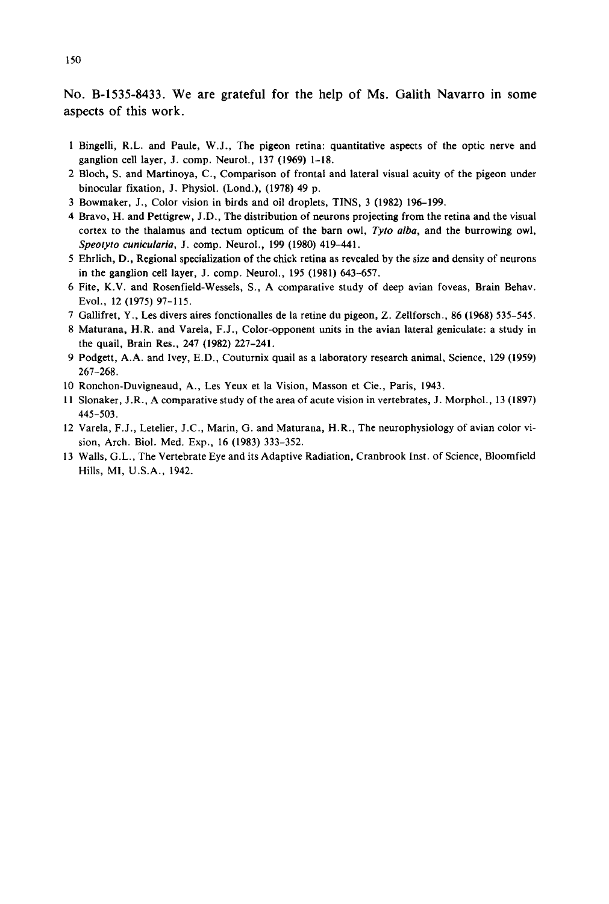No. B-1535-8433. We are grateful for the help of Ms. Galith Navarro in some aspects of this work.

1 Bingelli, R.L. and Paule, W.J., The pigeon retina: quantitative aspects of the optic nerve and ganglion cell layer, J. comp. Neurol., 137 (1969) 1–18.

2 Bloch, S. and Martinoya, C., Comparison of frontal and lateral visual acuity of the pigeon under binocular fixation, J. Physiol. (Lond.), (1978) 49 p.

3 Bowmaker, J., Color vision in birds and oil droplets, TINS, 3 (1982) 196–199.

4 Bravo, H. and Pettigrew, J.D., The distribution of neurons projecting from the retina and the visual cortex to the thalamus and tectum opticum of the barn owl, *Tyto alba*, and the burrowing owl, *Speotyto cunicularia*, J. comp. Neurol., 199 (1980) 419–441.

5 Ehrlich, D., Regional specialization of the chick retina as revealed by the size and density of neurons in the ganglion cell layer, J. comp. Neurol., 195 (1981) 643–657.

6 Fite, K.V. and Rosenfield-Wessels, S., A comparative study of deep avian foveas, Brain Behav. Evol., 12 (1975) 97–115.

7 Gallifret, Y., Les divers aires fonctionalles de la retine du pigeon, Z. Zellforsch., 86 (1968) 535–545.

8 Maturana, H.R. and Varela, F.J., Color-opponent units in the avian lateral geniculate: a study in the quail, Brain Res., 247 (1982) 227–241.

9 Podgett, A.A. and Ivey, E.D., Couturnix quail as a laboratory research animal, Science, 129 (1959) 267–268.

10 Ronchon-Duvigneaud, A., Les Yeux et la Vision, Masson et Cie., Paris, 1943.

11 Slonaker, J.R., A comparative study of the area of acute vision in vertebrates, J. Morphol., 13 (1897) 445–503.

12 Varela, F.J., Letelier, J.C., Marin, G. and Maturana, H.R., The neurophysiology of avian color vision, Arch. Biol. Med. Exp., 16 (1983) 333–352.

13 Walls, G.L., The Vertebrate Eye and its Adaptive Radiation, Cranbrook Inst. of Science, Bloomfield Hills, MI, U.S.A., 1942.